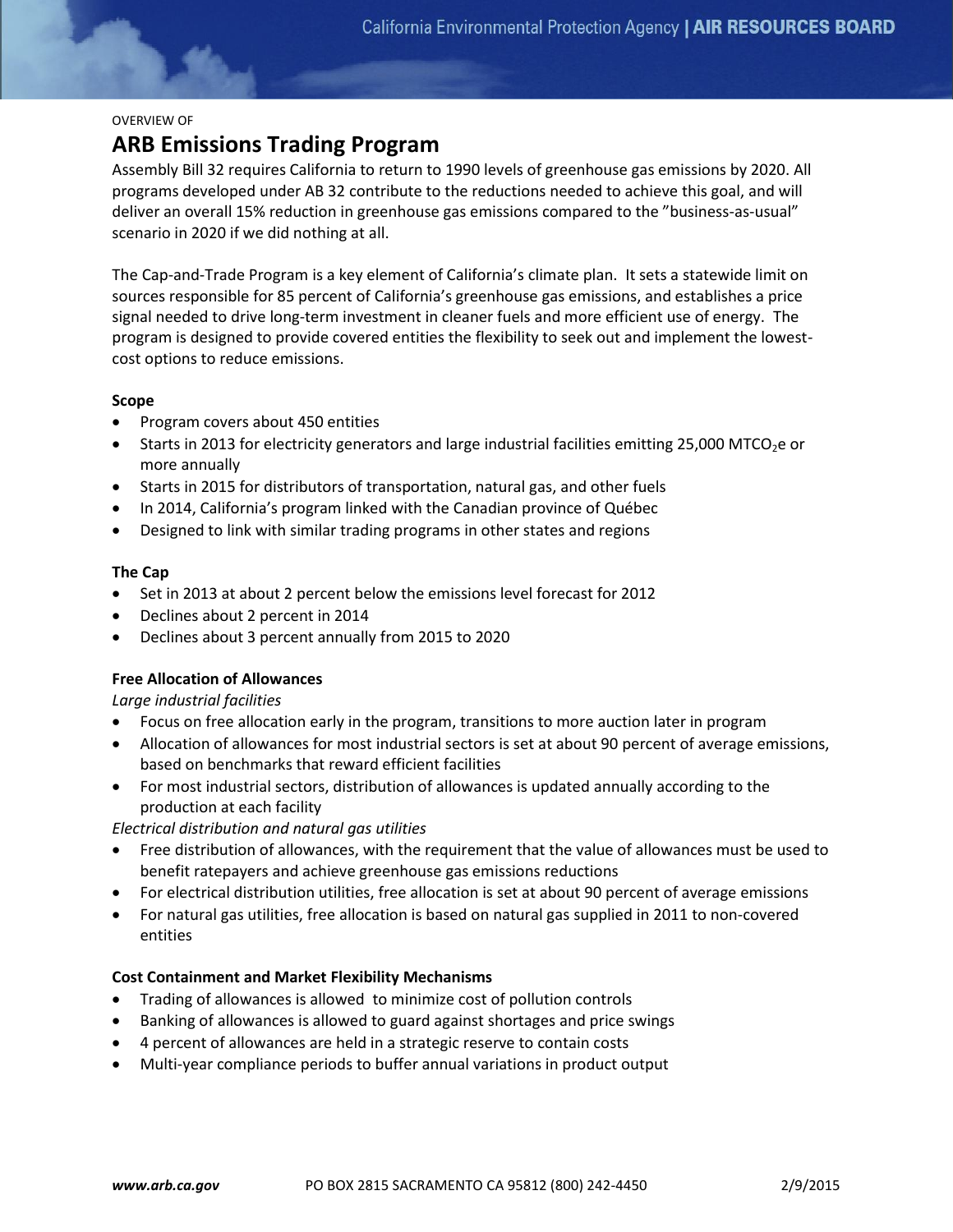OVERVIEW OF

# ARB Emissions Trading Program

Assembly Bill 32 requires California to return to 1990 levels of greenhouse gas emissions by 2020. All programs developed under AB 32 contribute to the reductions needed to achieve this goal, and will deliver an overall 15% reduction in greenhouse gas emissions compared to the "business-as-usual" scenario in 2020 if we did nothing at all.

The Cap-and-Trade Program is a key element of California's climate plan. It sets a statewide limit on sources responsible for 85 percent of California's greenhouse gas emissions, and establishes a price signal needed to drive long-term investment in cleaner fuels and more efficient use of energy. The program is designed to provide covered entities the flexibility to seek out and implement the lowest-cost options to reduce emissions.

**Scope**

- Program covers about 450 entities
- Starts in 2013 for electricity generators and large industrial facilities emitting 25,000 $MTCO_2e$ or more annually
- Starts in 2015 for distributors of transportation, natural gas, and other fuels
- In 2014, California's program linked with the Canadian province of Québec
- Designed to link with similar trading programs in other states and regions

**The Cap**

- Set in 2013 at about 2 percent below the emissions level forecast for 2012
- Declines about 2 percent in 2014
- Declines about 3 percent annually from 2015 to 2020

**Free Allocation of Allowances**

*Large industrial facilities*

- Focus on free allocation early in the program, transitions to more auction later in program
- Allocation of allowances for most industrial sectors is set at about 90 percent of average emissions, based on benchmarks that reward efficient facilities
- For most industrial sectors, distribution of allowances is updated annually according to the production at each facility

*Electrical distribution and natural gas utilities*

- Free distribution of allowances, with the requirement that the value of allowances must be used to benefit ratepayers and achieve greenhouse gas emissions reductions
- For electrical distribution utilities, free allocation is set at about 90 percent of average emissions
- For natural gas utilities, free allocation is based on natural gas supplied in 2011 to non-covered entities

**Cost Containment and Market Flexibility Mechanisms**

- Trading of allowances is allowed to minimize cost of pollution controls
- Banking of allowances is allowed to guard against shortages and price swings
- 4 percent of allowances are held in a strategic reserve to contain costs
- Multi-year compliance periods to buffer annual variations in product output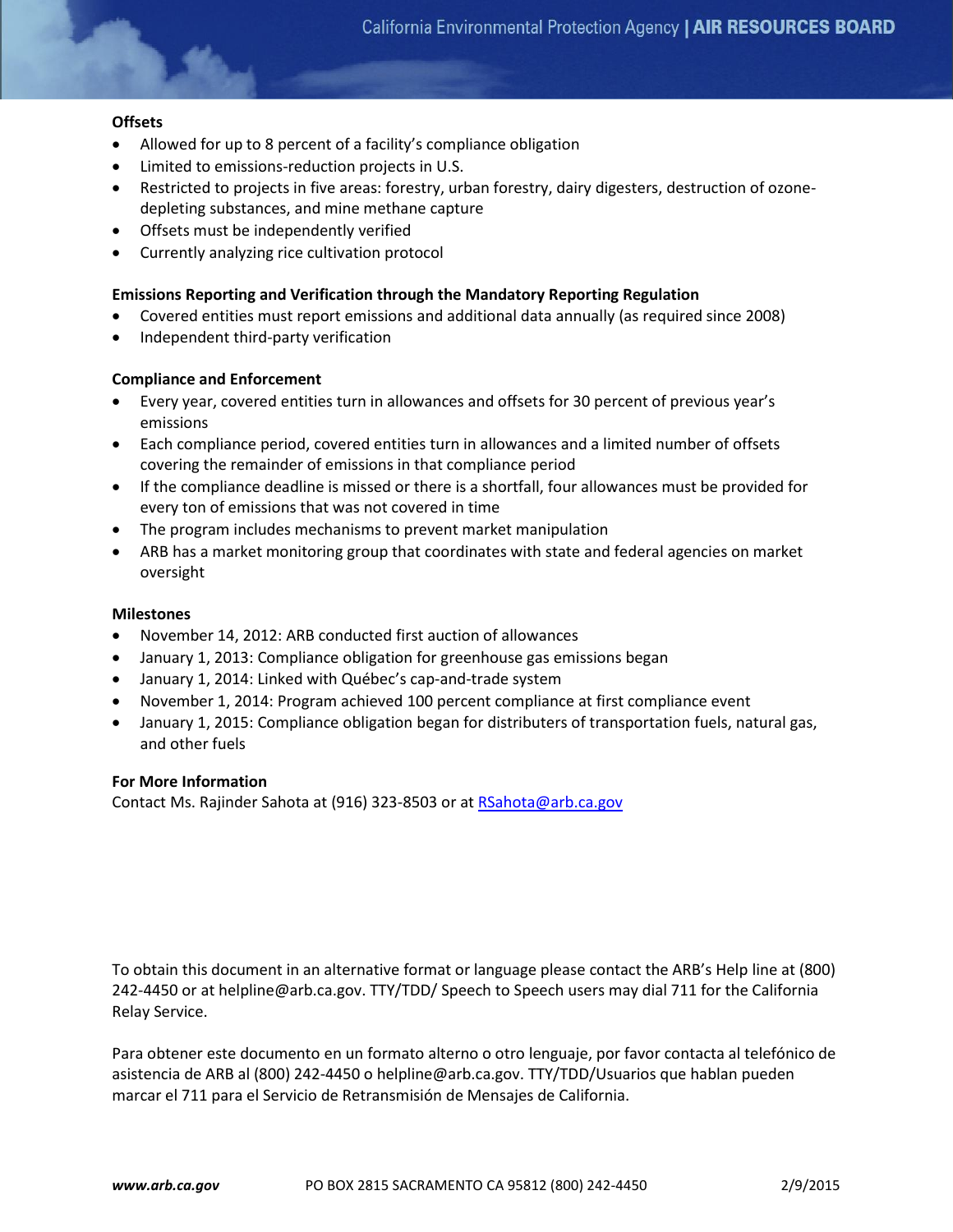**Offsets**

- Allowed for up to 8 percent of a facility's compliance obligation
- Limited to emissions-reduction projects in U.S.
- Restricted to projects in five areas: forestry, urban forestry, dairy digesters, destruction of ozone-depleting substances, and mine methane capture
- Offsets must be independently verified
- Currently analyzing rice cultivation protocol

**Emissions Reporting and Verification through the Mandatory Reporting Regulation**

- Covered entities must report emissions and additional data annually (as required since 2008)
- Independent third-party verification

**Compliance and Enforcement**

- Every year, covered entities turn in allowances and offsets for 30 percent of previous year's emissions
- Each compliance period, covered entities turn in allowances and a limited number of offsets covering the remainder of emissions in that compliance period
- If the compliance deadline is missed or there is a shortfall, four allowances must be provided for every ton of emissions that was not covered in time
- The program includes mechanisms to prevent market manipulation
- ARB has a market monitoring group that coordinates with state and federal agencies on market oversight

**Milestones**

- November 14, 2012: ARB conducted first auction of allowances
- January 1, 2013: Compliance obligation for greenhouse gas emissions began
- January 1, 2014: Linked with Québec's cap-and-trade system
- November 1, 2014: Program achieved 100 percent compliance at first compliance event
- January 1, 2015: Compliance obligation began for distributers of transportation fuels, natural gas, and other fuels

**For More Information**

Contact Ms. Rajinder Sahota at (916) 323-8503 or at RSahota@arb.ca.gov

To obtain this document in an alternative format or language please contact the ARB's Help line at (800) 242-4450 or at helpline@arb.ca.gov. TTY/TDD/ Speech to Speech users may dial 711 for the California Relay Service.

Para obtener este documento en un formato alterno o otro lenguaje, por favor contacta al telefónico de asistencia de ARB al (800) 242-4450 o helpline@arb.ca.gov. TTY/TDD/Usuarios que hablan pueden marcar el 711 para el Servicio de Retransmisión de Mensajes de California.